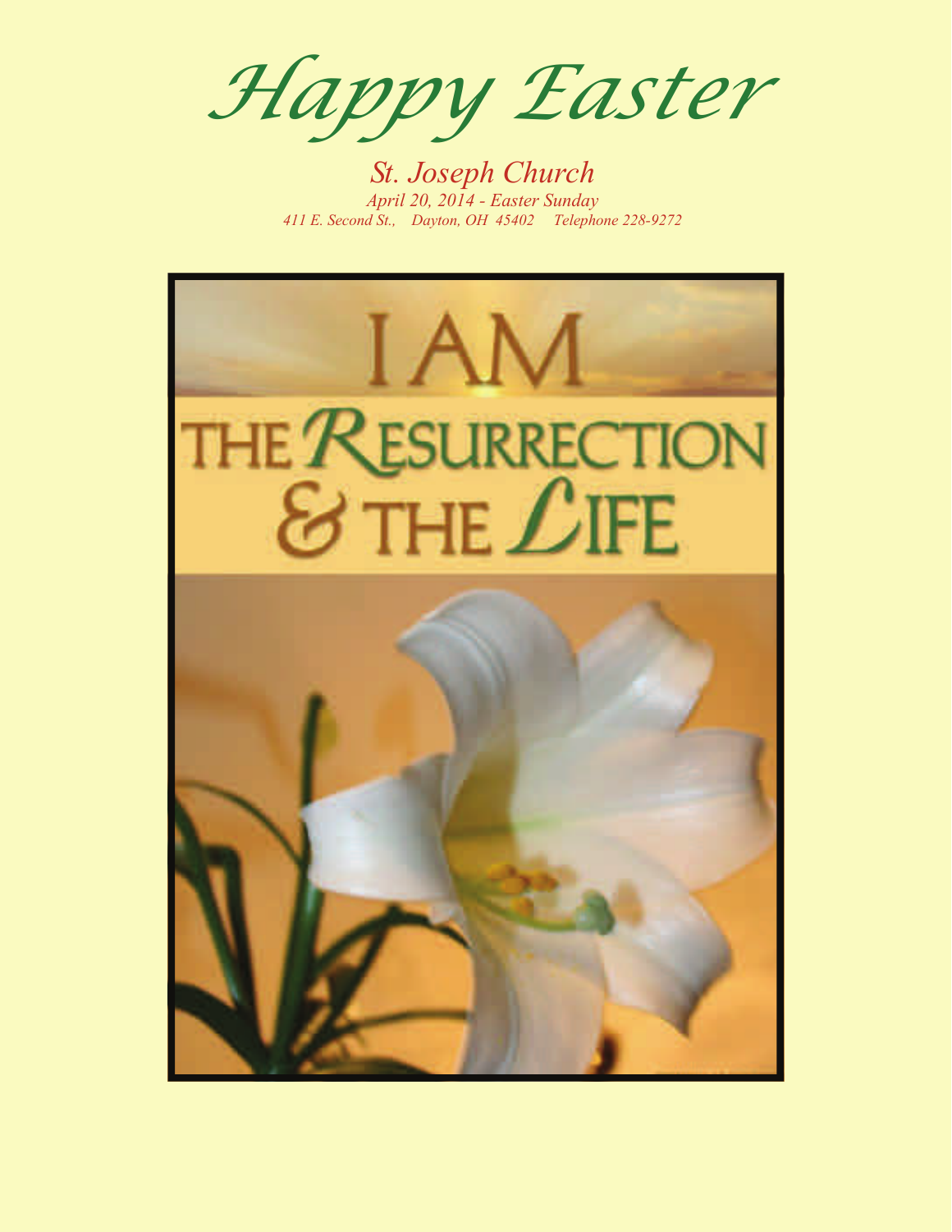# *Happy Easter*

*St. Joseph Church*

*April 20, 2014 - Easter Sunday*

*411 E. Second St., Dayton, OH 45402 Telephone 228-9272*

I AM THE RESURRECTION & THE LIFE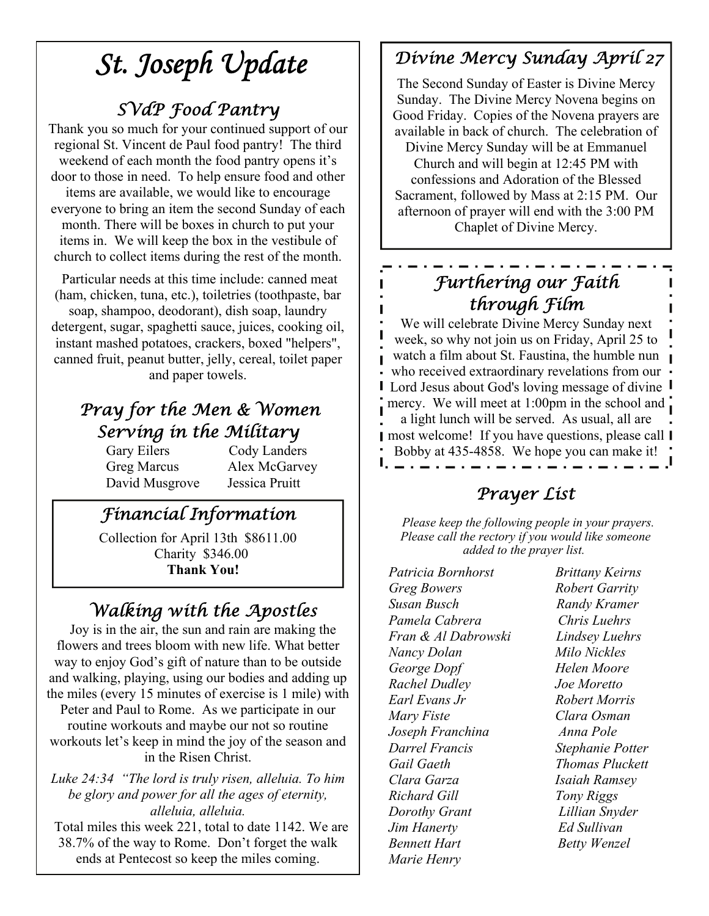# St. Joseph Update

## SVdP Food Pantry

Thank you so much for your continued support of our regional St. Vincent de Paul food pantry! The third weekend of each month the food pantry opens it's door to those in need. To help ensure food and other items are available, we would like to encourage everyone to bring an item the second Sunday of each month. There will be boxes in church to put your items in. We will keep the box in the vestibule of church to collect items during the rest of the month.

Particular needs at this time include: canned meat (ham, chicken, tuna, etc.), toiletries (toothpaste, bar soap, shampoo, deodorant), dish soap, laundry detergent, sugar, spaghetti sauce, juices, cooking oil, instant mashed potatoes, crackers, boxed "helpers", canned fruit, peanut butter, jelly, cereal, toilet paper and paper towels.

## Pray for the Men & Women Serving in the Military

Gary Eilers
Greg Marcus
David Musgrove
Cody Landers
Alex McGarvey
Jessica Pruitt

## Financial Information

Collection for April 13th $8611.00
Charity $346.00
**Thank You!**

## Walking with the Apostles

Joy is in the air, the sun and rain are making the flowers and trees bloom with new life. What better way to enjoy God's gift of nature than to be outside and walking, playing, using our bodies and adding up the miles (every 15 minutes of exercise is 1 mile) with Peter and Paul to Rome. As we participate in our routine workouts and maybe our not so routine workouts let's keep in mind the joy of the season and in the Risen Christ.

*Luke 24:34 "The lord is truly risen, alleluia. To him be glory and power for all the ages of eternity, alleluia, alleluia.*

Total miles this week 221, total to date 1142. We are 38.7% of the way to Rome. Don't forget the walk ends at Pentecost so keep the miles coming.

## Divine Mercy Sunday April 27

The Second Sunday of Easter is Divine Mercy Sunday. The Divine Mercy Novena begins on Good Friday. Copies of the Novena prayers are available in back of church. The celebration of Divine Mercy Sunday will be at Emmanuel Church and will begin at 12:45 PM with confessions and Adoration of the Blessed Sacrament, followed by Mass at 2:15 PM. Our afternoon of prayer will end with the 3:00 PM Chaplet of Divine Mercy.

## Furthering our Faith through Film

We will celebrate Divine Mercy Sunday next week, so why not join us on Friday, April 25 to watch a film about St. Faustina, the humble nun who received extraordinary revelations from our Lord Jesus about God's loving message of divine mercy. We will meet at 1:00pm in the school and a light lunch will be served. As usual, all are most welcome! If you have questions, please call Bobby at 435-4858. We hope you can make it!

## Prayer List

*Please keep the following people in your prayers. Please call the rectory if you would like someone added to the prayer list.*

*Patricia Bornhorst*
*Greg Bowers*
*Susan Busch*
*Pamela Cabrera*
*Fran & Al Dabrowski*
*Nancy Dolan*
*George Dopf*
*Rachel Dudley*
*Earl Evans Jr*
*Mary Fiste*
*Joseph Franchina*
*Darrel Francis*
*Gail Gaeth*
*Clara Garza*
*Richard Gill*
*Dorothy Grant*
*Jim Hanerty*
*Bennett Hart*
*Marie Henry*
*Brittany Keirns*
*Robert Garrity*
*Randy Kramer*
*Chris Luehrs*
*Lindsey Luehrs*
*Milo Nickles*
*Helen Moore*
*Joe Moretto*
*Robert Morris*
*Clara Osman*
*Anna Pole*
*Stephanie Potter*
*Thomas Pluckett*
*Isaiah Ramsey*
*Tony Riggs*
*Lillian Snyder*
*Ed Sullivan*
*Betty Wenzel*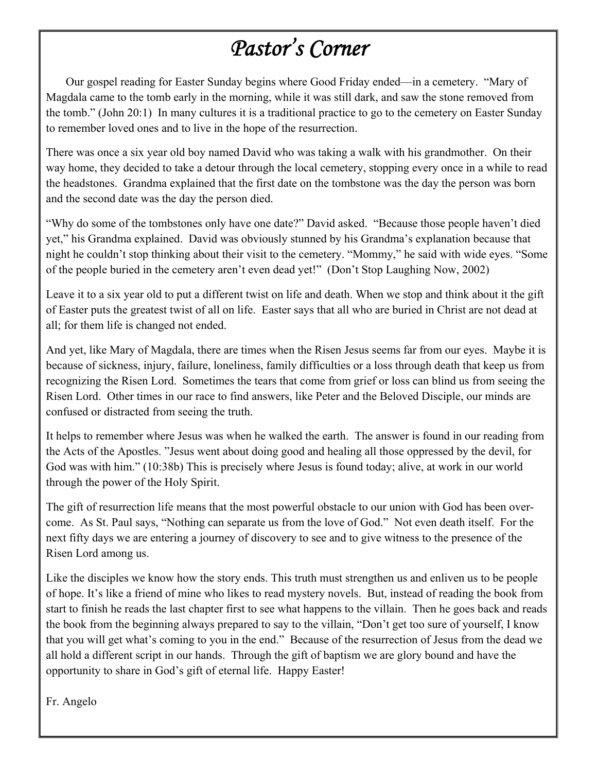# *Pastor's Corner*

Our gospel reading for Easter Sunday begins where Good Friday ended—in a cemetery. "Mary of Magdala came to the tomb early in the morning, while it was still dark, and saw the stone removed from the tomb." (John 20:1) In many cultures it is a traditional practice to go to the cemetery on Easter Sunday to remember loved ones and to live in the hope of the resurrection.

There was once a six year old boy named David who was taking a walk with his grandmother. On their way home, they decided to take a detour through the local cemetery, stopping every once in a while to read the headstones. Grandma explained that the first date on the tombstone was the day the person was born and the second date was the day the person died.

"Why do some of the tombstones only have one date?" David asked. "Because those people haven't died yet," his Grandma explained. David was obviously stunned by his Grandma's explanation because that night he couldn't stop thinking about their visit to the cemetery. "Mommy," he said with wide eyes. "Some of the people buried in the cemetery aren't even dead yet!" (Don't Stop Laughing Now, 2002)

Leave it to a six year old to put a different twist on life and death. When we stop and think about it the gift of Easter puts the greatest twist of all on life. Easter says that all who are buried in Christ are not dead at all; for them life is changed not ended.

And yet, like Mary of Magdala, there are times when the Risen Jesus seems far from our eyes. Maybe it is because of sickness, injury, failure, loneliness, family difficulties or a loss through death that keep us from recognizing the Risen Lord. Sometimes the tears that come from grief or loss can blind us from seeing the Risen Lord. Other times in our race to find answers, like Peter and the Beloved Disciple, our minds are confused or distracted from seeing the truth.

It helps to remember where Jesus was when he walked the earth. The answer is found in our reading from the Acts of the Apostles. "Jesus went about doing good and healing all those oppressed by the devil, for God was with him." (10:38b) This is precisely where Jesus is found today; alive, at work in our world through the power of the Holy Spirit.

The gift of resurrection life means that the most powerful obstacle to our union with God has been overcome. As St. Paul says, "Nothing can separate us from the love of God." Not even death itself. For the next fifty days we are entering a journey of discovery to see and to give witness to the presence of the Risen Lord among us.

Like the disciples we know how the story ends. This truth must strengthen us and enliven us to be people of hope. It's like a friend of mine who likes to read mystery novels. But, instead of reading the book from start to finish he reads the last chapter first to see what happens to the villain. Then he goes back and reads the book from the beginning always prepared to say to the villain, "Don't get too sure of yourself, I know that you will get what's coming to you in the end." Because of the resurrection of Jesus from the dead we all hold a different script in our hands. Through the gift of baptism we are glory bound and have the opportunity to share in God's gift of eternal life. Happy Easter!

Fr. Angelo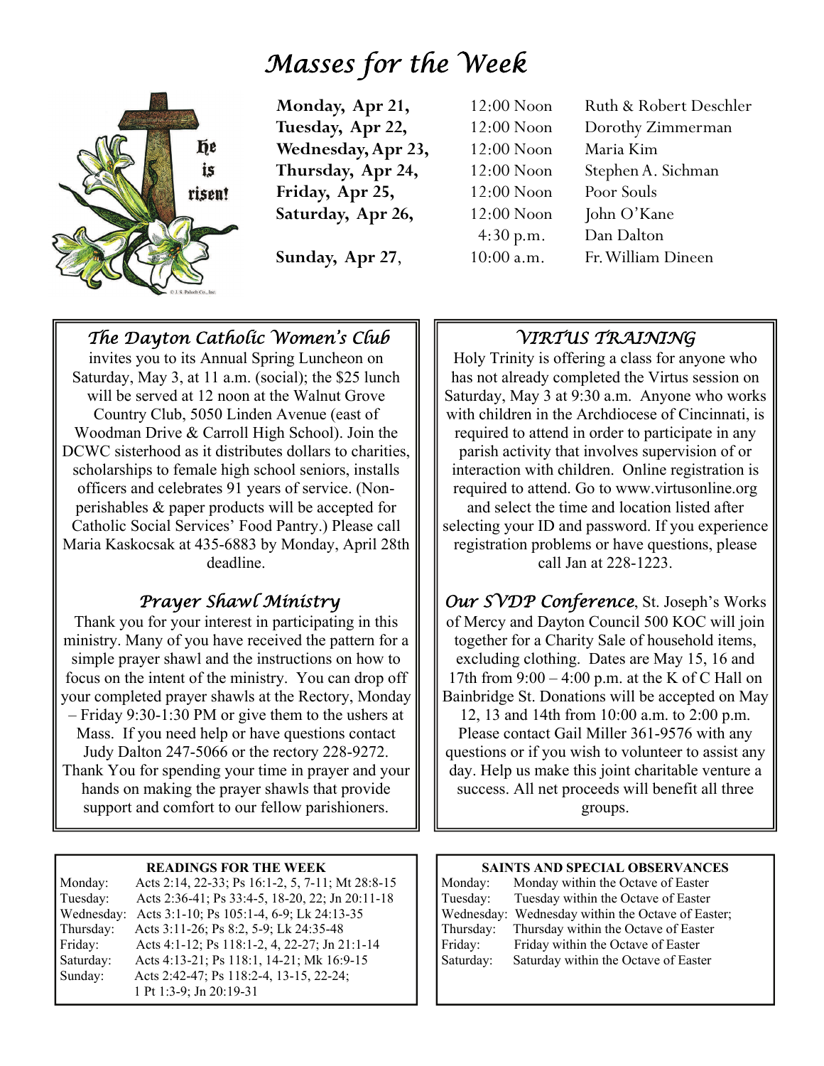# Masses for the Week

| | | |
|---|---|---|
| **Monday, Apr 21,** | 12:00 Noon | Ruth & Robert Deschler |
| **Tuesday, Apr 22,** | 12:00 Noon | Dorothy Zimmerman |
| **Wednesday, Apr 23,** | 12:00 Noon | Maria Kim |
| **Thursday, Apr 24,** | 12:00 Noon | Stephen A. Sichman |
| **Friday, Apr 25,** | 12:00 Noon | Poor Souls |
| **Saturday, Apr 26,** | 12:00 Noon | John O'Kane |
| | 4:30 p.m. | Dan Dalton |
| **Sunday, Apr 27**, | 10:00 a.m. | Fr. William Dineen |

## The Dayton Catholic Women's Club

invites you to its Annual Spring Luncheon on Saturday, May 3, at 11 a.m. (social); the $25 lunch will be served at 12 noon at the Walnut Grove Country Club, 5050 Linden Avenue (east of Woodman Drive & Carroll High School). Join the DCWC sisterhood as it distributes dollars to charities, scholarships to female high school seniors, installs officers and celebrates 91 years of service. (Non-perishables & paper products will be accepted for Catholic Social Services' Food Pantry.) Please call Maria Kaskocsak at 435-6883 by Monday, April 28th deadline.

## Prayer Shawl Ministry

Thank you for your interest in participating in this ministry. Many of you have received the pattern for a simple prayer shawl and the instructions on how to focus on the intent of the ministry. You can drop off your completed prayer shawls at the Rectory, Monday – Friday 9:30-1:30 PM or give them to the ushers at Mass. If you need help or have questions contact Judy Dalton 247-5066 or the rectory 228-9272. Thank You for spending your time in prayer and your hands on making the prayer shawls that provide support and comfort to our fellow parishioners.

## VIRTUS TRAINING

Holy Trinity is offering a class for anyone who has not already completed the Virtus session on Saturday, May 3 at 9:30 a.m. Anyone who works with children in the Archdiocese of Cincinnati, is required to attend in order to participate in any parish activity that involves supervision of or interaction with children. Online registration is required to attend. Go to www.virtusonline.org and select the time and location listed after selecting your ID and password. If you experience registration problems or have questions, please call Jan at 228-1223.

**Our SVDP Conference**, St. Joseph's Works of Mercy and Dayton Council 500 KOC will join together for a Charity Sale of household items, excluding clothing. Dates are May 15, 16 and 17th from 9:00 – 4:00 p.m. at the K of C Hall on Bainbridge St. Donations will be accepted on May 12, 13 and 14th from 10:00 a.m. to 2:00 p.m. Please contact Gail Miller 361-9576 with any questions or if you wish to volunteer to assist any day. Help us make this joint charitable venture a success. All net proceeds will benefit all three groups.

**READINGS FOR THE WEEK**

| | |
|---|---|
| Monday: | Acts 2:14, 22-33; Ps 16:1-2, 5, 7-11; Mt 28:8-15 |
| Tuesday: | Acts 2:36-41; Ps 33:4-5, 18-20, 22; Jn 20:11-18 |
| Wednesday: | Acts 3:1-10; Ps 105:1-4, 6-9; Lk 24:13-35 |
| Thursday: | Acts 3:11-26; Ps 8:2, 5-9; Lk 24:35-48 |
| Friday: | Acts 4:1-12; Ps 118:1-2, 4, 22-27; Jn 21:1-14 |
| Saturday: | Acts 4:13-21; Ps 118:1, 14-21; Mk 16:9-15 |
| Sunday: | Acts 2:42-47; Ps 118:2-4, 13-15, 22-24; 1 Pt 1:3-9; Jn 20:19-31 |

**SAINTS AND SPECIAL OBSERVANCES**

| | |
|---|---|
| Monday: | Monday within the Octave of Easter |
| Tuesday: | Tuesday within the Octave of Easter |
| Wednesday: | Wednesday within the Octave of Easter; |
| Thursday: | Thursday within the Octave of Easter |
| Friday: | Friday within the Octave of Easter |
| Saturday: | Saturday within the Octave of Easter |